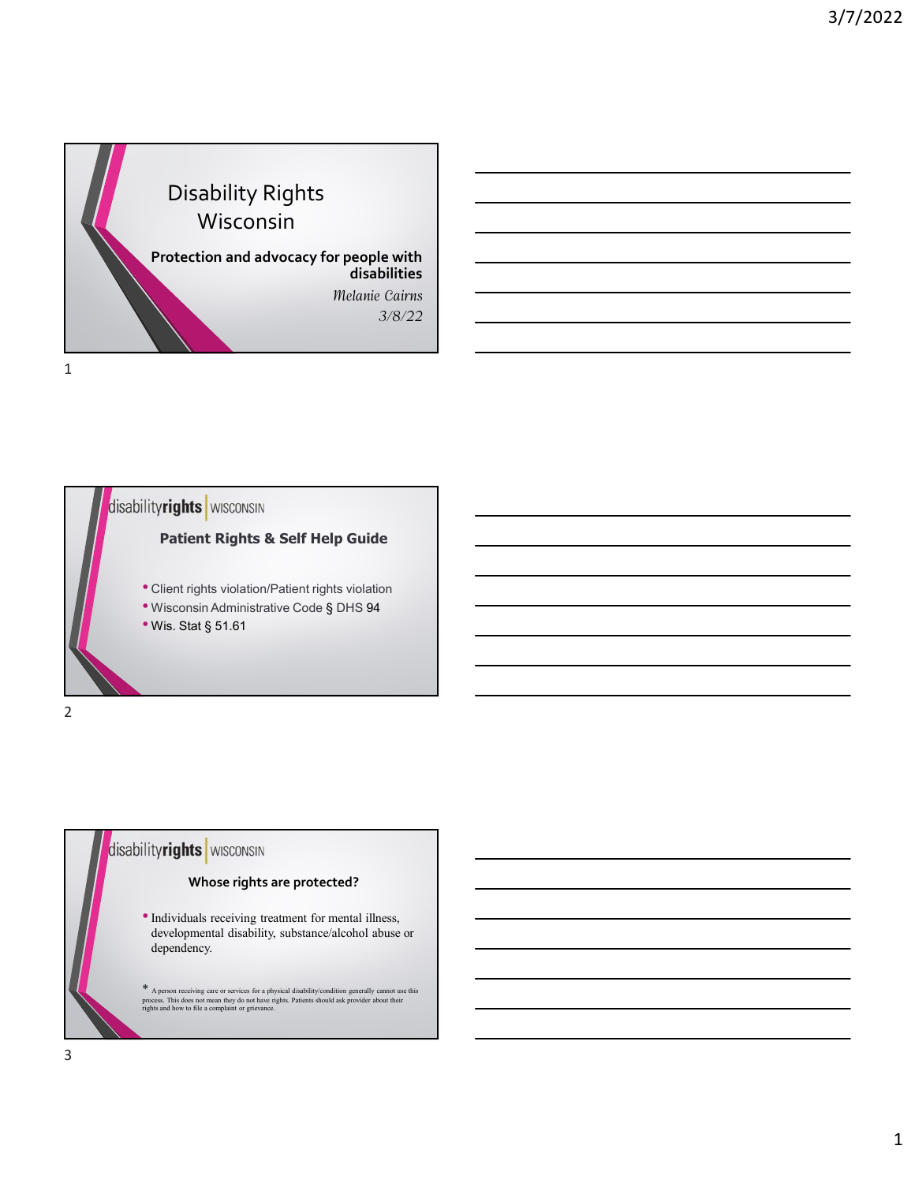# Disability Rights Wisconsin

**Protection and advocacy for people with disabilities**

*Melanie Cairns*

*3/8/22*

---

disabilityrights | WISCONSIN

## Patient Rights & Self Help Guide

- Client rights violation/Patient rights violation
- Wisconsin Administrative Code § DHS 94
- Wis. Stat § 51.61

---

disabilityrights | WISCONSIN

## Whose rights are protected?

- Individuals receiving treatment for mental illness, developmental disability, substance/alcohol abuse or dependency.

* A person receiving care or services for a physical disability/condition generally cannot use this process. This does not mean they do not have rights. Patients should ask provider about their rights and how to file a complaint or grievance.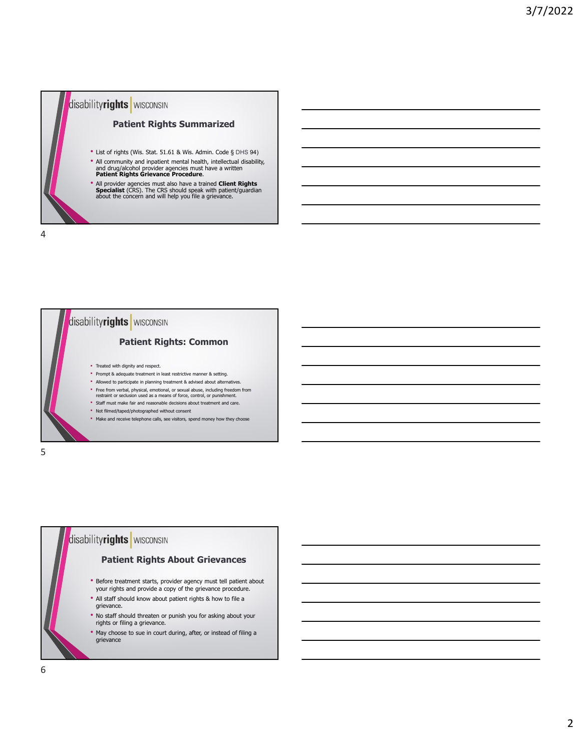## Patient Rights Summarized

- List of rights (Wis. Stat. 51.61 & Wis. Admin. Code § DHS 94)
- All community and inpatient mental health, intellectual disability, and drug/alcohol provider agencies must have a written **Patient Rights Grievance Procedure**.
- All provider agencies must also have a trained **Client Rights Specialist** (CRS). The CRS should speak with patient/guardian about the concern and will help you file a grievance.

## Patient Rights: Common

- Treated with dignity and respect.
- Prompt & adequate treatment in least restrictive manner & setting.
- Allowed to participate in planning treatment & advised about alternatives.
- Free from verbal, physical, emotional, or sexual abuse, including freedom from restraint or seclusion used as a means of force, control, or punishment.
- Staff must make fair and reasonable decisions about treatment and care.
- Not filmed/taped/photographed without consent
- Make and receive telephone calls, see visitors, spend money how they choose

## Patient Rights About Grievances

- Before treatment starts, provider agency must tell patient about your rights and provide a copy of the grievance procedure.
- All staff should know about patient rights & how to file a grievance.
- No staff should threaten or punish you for asking about your rights or filing a grievance.
- May choose to sue in court during, after, or instead of filing a grievance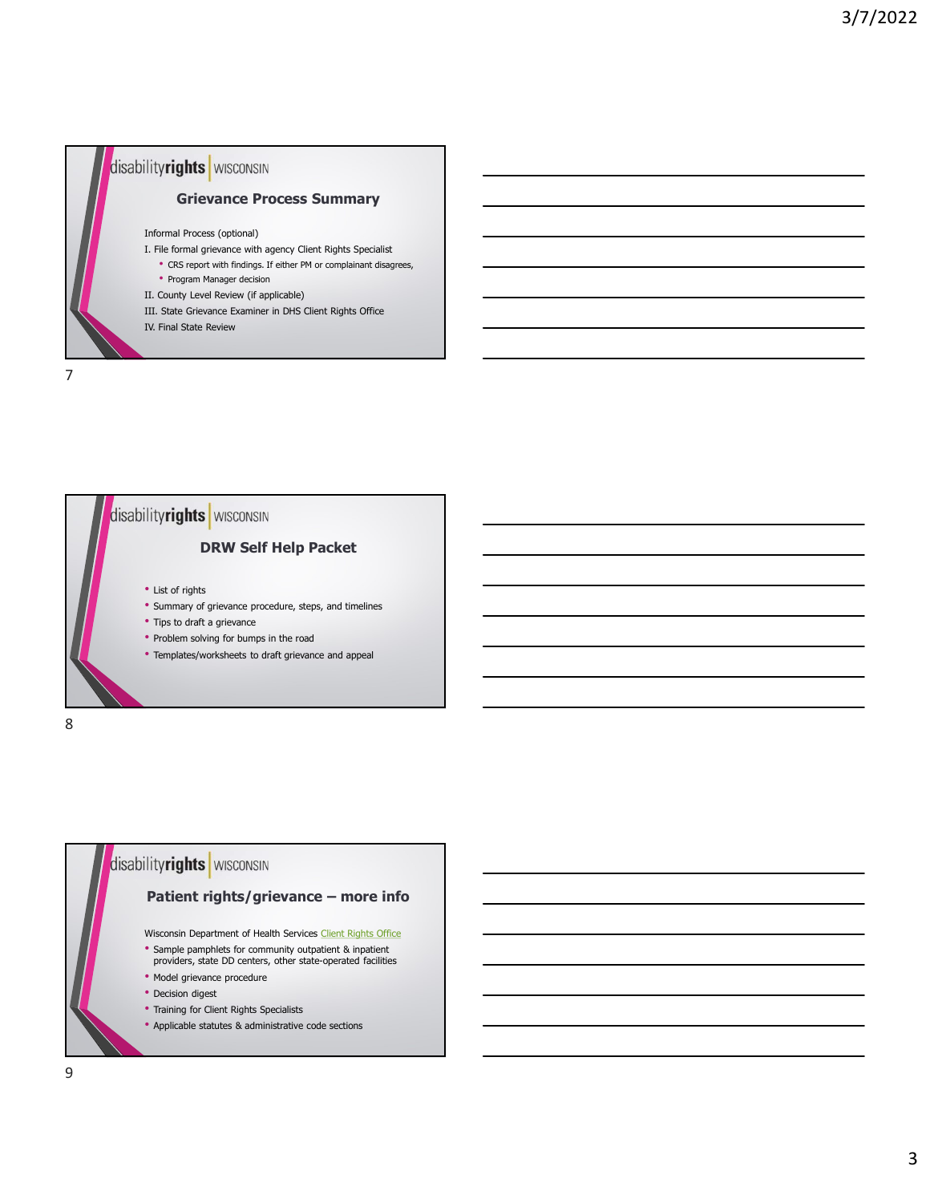## Grievance Process Summary

Informal Process (optional)

I. File formal grievance with agency Client Rights Specialist
- CRS report with findings. If either PM or complainant disagrees,
- Program Manager decision

II. County Level Review (if applicable)

III. State Grievance Examiner in DHS Client Rights Office

IV. Final State Review

## DRW Self Help Packet

- List of rights
- Summary of grievance procedure, steps, and timelines
- Tips to draft a grievance
- Problem solving for bumps in the road
- Templates/worksheets to draft grievance and appeal

## Patient rights/grievance – more info

Wisconsin Department of Health Services Client Rights Office

- Sample pamphlets for community outpatient & inpatient providers, state DD centers, other state-operated facilities
- Model grievance procedure
- Decision digest
- Training for Client Rights Specialists
- Applicable statutes & administrative code sections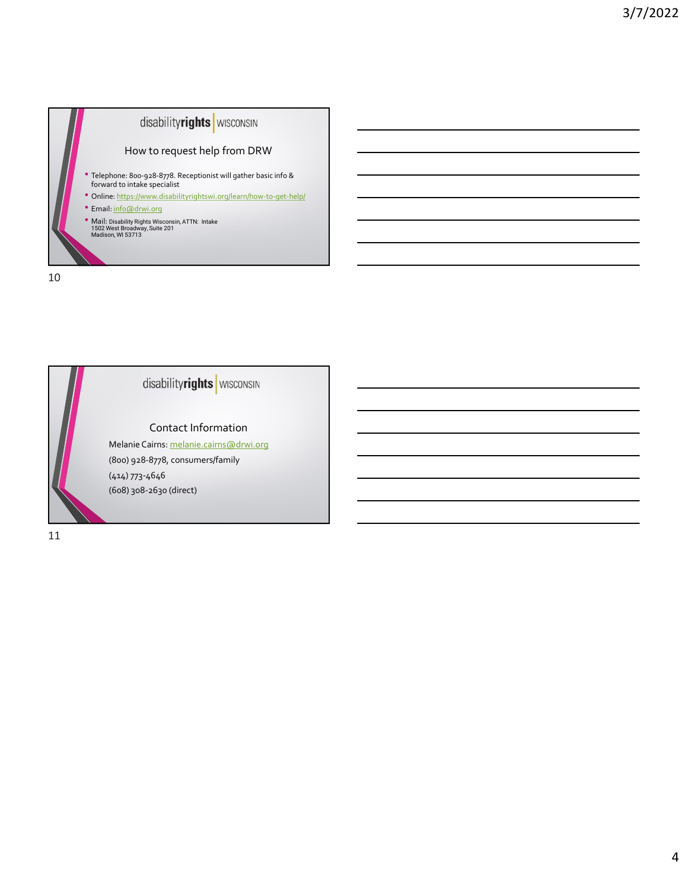disabilityrights | WISCONSIN

## How to request help from DRW

- Telephone: 800-928-8778. Receptionist will gather basic info & forward to intake specialist
- Online: https://www.disabilityrightswi.org/learn/how-to-get-help/
- Email: info@drwi.org
- Mail: Disability Rights Wisconsin, ATTN: Intake
  1502 West Broadway, Suite 201
  Madison, WI 53713

disabilityrights | WISCONSIN

## Contact Information

Melanie Cairns: melanie.cairns@drwi.org

(800) 928-8778, consumers/family

(414) 773-4646

(608) 308-2630 (direct)